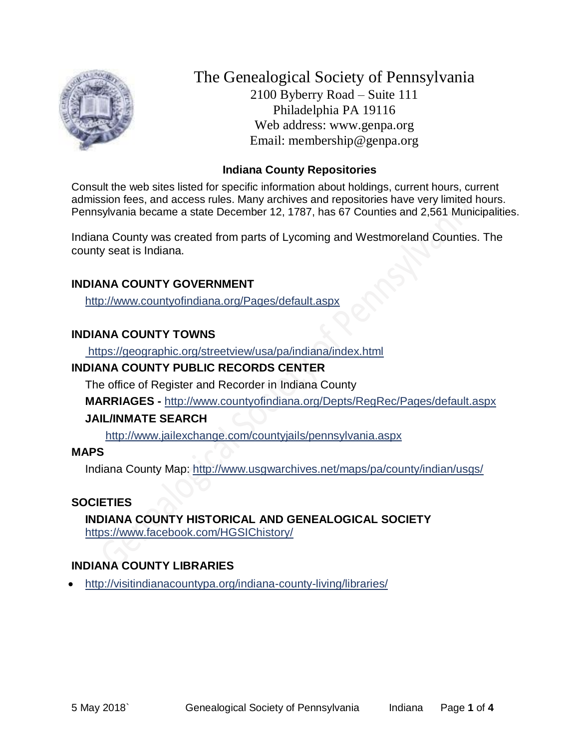# The Genealogical Society of Pennsylvania

2100 Byberry Road – Suite 111
Philadelphia PA 19116
Web address: www.genpa.org
Email: membership@genpa.org

## Indiana County Repositories

Consult the web sites listed for specific information about holdings, current hours, current admission fees, and access rules. Many archives and repositories have very limited hours. Pennsylvania became a state December 12, 1787, has 67 Counties and 2,561 Municipalities.

Indiana County was created from parts of Lycoming and Westmoreland Counties. The county seat is Indiana.

### INDIANA COUNTY GOVERNMENT

http://www.countyofindiana.org/Pages/default.aspx

### INDIANA COUNTY TOWNS

https://geographic.org/streetview/usa/pa/indiana/index.html

### INDIANA COUNTY PUBLIC RECORDS CENTER

The office of Register and Recorder in Indiana County

**MARRIAGES -** http://www.countyofindiana.org/Depts/RegRec/Pages/default.aspx

**JAIL/INMATE SEARCH**

http://www.jailexchange.com/countyjails/pennsylvania.aspx

### MAPS

Indiana County Map: http://www.usgwarchives.net/maps/pa/county/indian/usgs/

### SOCIETIES

**INDIANA COUNTY HISTORICAL AND GENEALOGICAL SOCIETY**
https://www.facebook.com/HGSIChistory/

### INDIANA COUNTY LIBRARIES

- http://visitindianacountypa.org/indiana-county-living/libraries/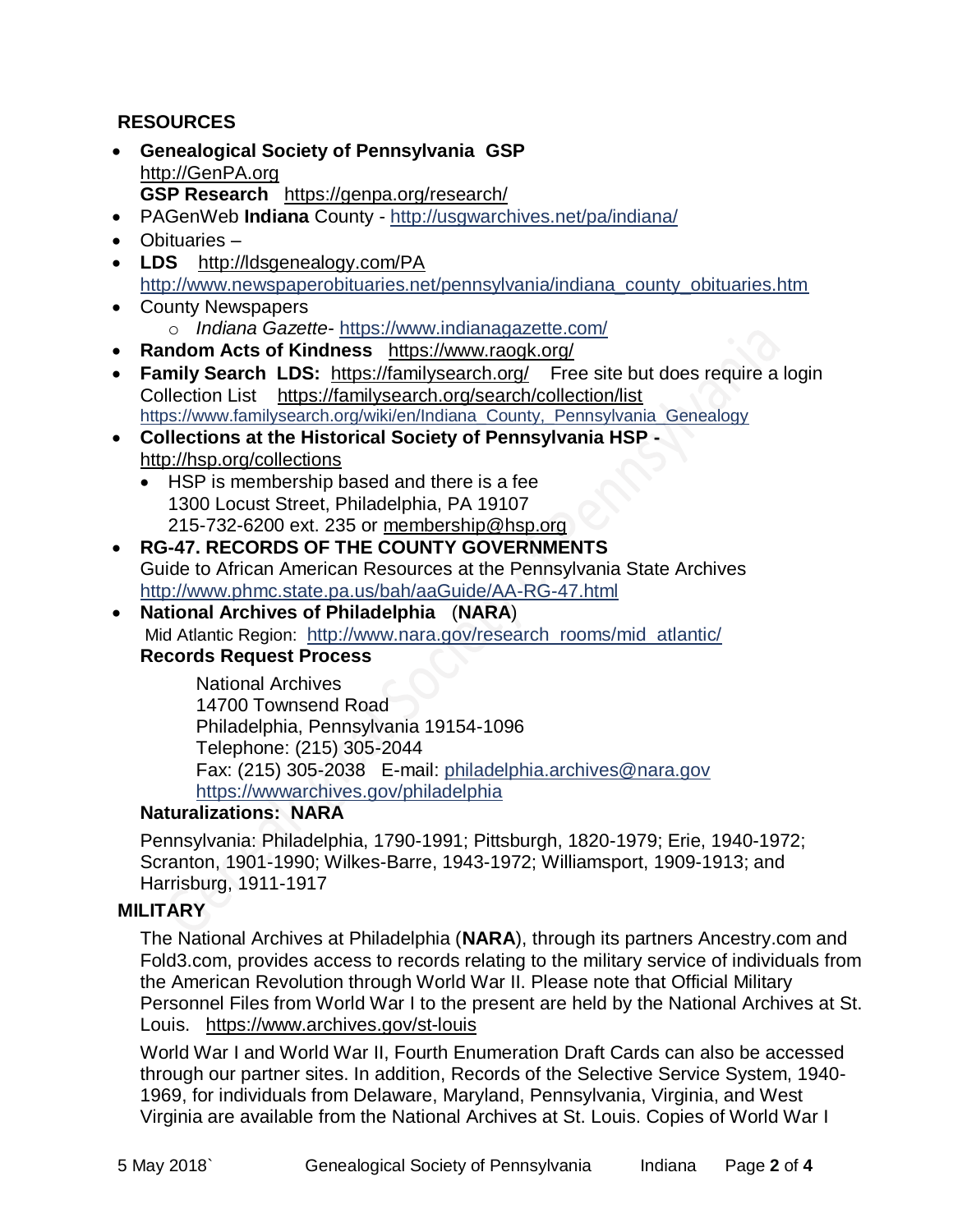## RESOURCES

- **Genealogical Society of Pennsylvania GSP**
  http://GenPA.org
  **GSP Research** https://genpa.org/research/
- PAGenWeb **Indiana** County - http://usgwarchives.net/pa/indiana/
- Obituaries –
- **LDS** http://ldsgenealogy.com/PA
  http://www.newspaperobituaries.net/pennsylvania/indiana_county_obituaries.htm
- County Newspapers
  - *Indiana Gazette*- https://www.indianagazette.com/
- **Random Acts of Kindness** https://www.raogk.org/
- **Family Search LDS:** https://familysearch.org/ Free site but does require a login
  Collection List https://familysearch.org/search/collection/list
  https://www.familysearch.org/wiki/en/Indiana_County,_Pennsylvania_Genealogy
- **Collections at the Historical Society of Pennsylvania HSP -**
  http://hsp.org/collections
  - HSP is membership based and there is a fee
    1300 Locust Street, Philadelphia, PA 19107
    215-732-6200 ext. 235 or membership@hsp.org
- **RG-47. RECORDS OF THE COUNTY GOVERNMENTS**
  Guide to African American Resources at the Pennsylvania State Archives
  http://www.phmc.state.pa.us/bah/aaGuide/AA-RG-47.html
- **National Archives of Philadelphia** (**NARA**)
  Mid Atlantic Region: http://www.nara.gov/research_rooms/mid_atlantic/
  **Records Request Process**

  National Archives
  14700 Townsend Road
  Philadelphia, Pennsylvania 19154-1096
  Telephone: (215) 305-2044
  Fax: (215) 305-2038 E-mail: philadelphia.archives@nara.gov
  https://wwwarchives.gov/philadelphia

  **Naturalizations: NARA**

  Pennsylvania: Philadelphia, 1790-1991; Pittsburgh, 1820-1979; Erie, 1940-1972; Scranton, 1901-1990; Wilkes-Barre, 1943-1972; Williamsport, 1909-1913; and Harrisburg, 1911-1917

## MILITARY

The National Archives at Philadelphia (**NARA**), through its partners Ancestry.com and Fold3.com, provides access to records relating to the military service of individuals from the American Revolution through World War II. Please note that Official Military Personnel Files from World War I to the present are held by the National Archives at St. Louis. https://www.archives.gov/st-louis

World War I and World War II, Fourth Enumeration Draft Cards can also be accessed through our partner sites. In addition, Records of the Selective Service System, 1940-1969, for individuals from Delaware, Maryland, Pennsylvania, Virginia, and West Virginia are available from the National Archives at St. Louis. Copies of World War I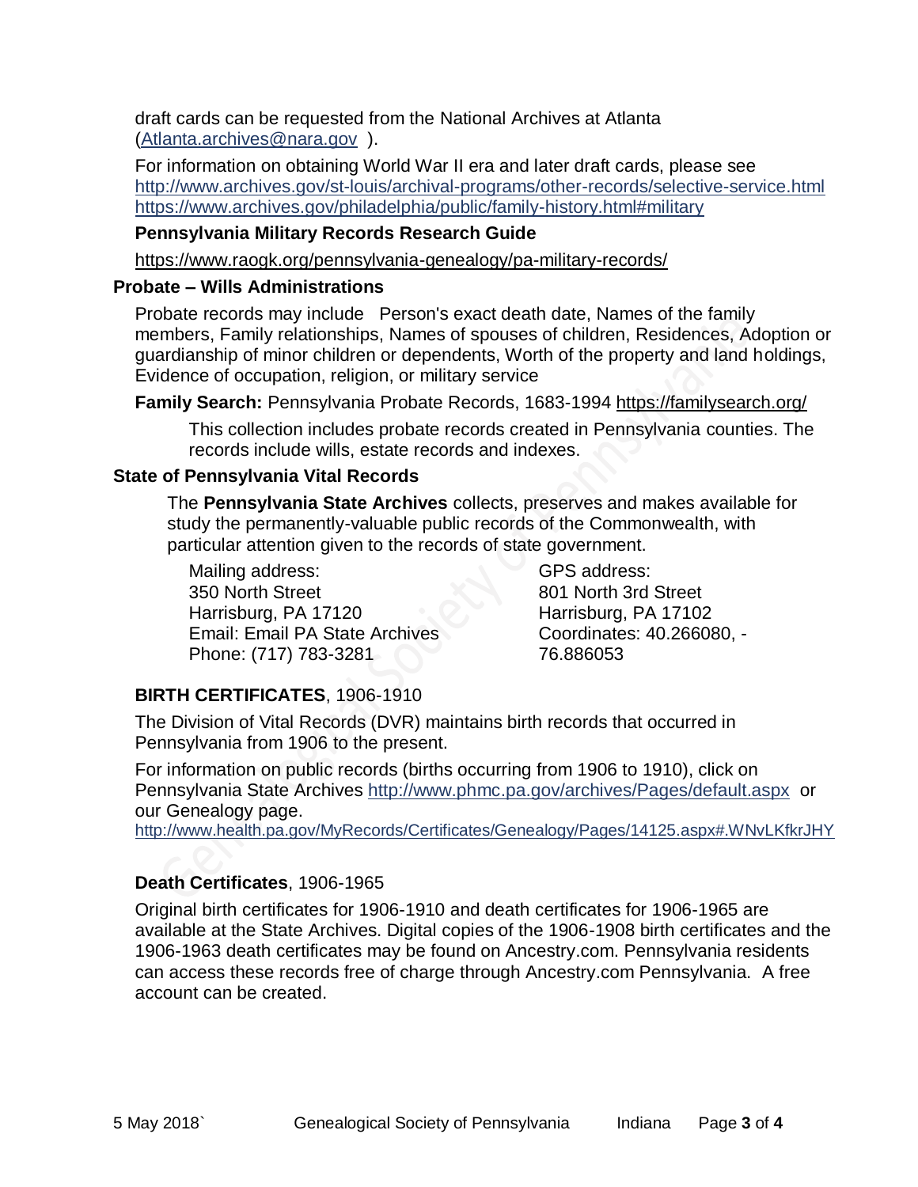draft cards can be requested from the National Archives at Atlanta (Atlanta.archives@nara.gov ).

For information on obtaining World War II era and later draft cards, please see
http://www.archives.gov/st-louis/archival-programs/other-records/selective-service.html
https://www.archives.gov/philadelphia/public/family-history.html#military

**Pennsylvania Military Records Research Guide**

https://www.raogk.org/pennsylvania-genealogy/pa-military-records/

### Probate – Wills Administrations

Probate records may include Person's exact death date, Names of the family members, Family relationships, Names of spouses of children, Residences, Adoption or guardianship of minor children or dependents, Worth of the property and land holdings, Evidence of occupation, religion, or military service

**Family Search:** Pennsylvania Probate Records, 1683-1994 https://familysearch.org/

This collection includes probate records created in Pennsylvania counties. The records include wills, estate records and indexes.

### State of Pennsylvania Vital Records

The **Pennsylvania State Archives** collects, preserves and makes available for study the permanently-valuable public records of the Commonwealth, with particular attention given to the records of state government.

Mailing address:
350 North Street
Harrisburg, PA 17120
Email: Email PA State Archives
Phone: (717) 783-3281

GPS address:
801 North 3rd Street
Harrisburg, PA 17102
Coordinates: 40.266080, -76.886053

**BIRTH CERTIFICATES**, 1906-1910

The Division of Vital Records (DVR) maintains birth records that occurred in Pennsylvania from 1906 to the present.

For information on public records (births occurring from 1906 to 1910), click on Pennsylvania State Archives http://www.phmc.pa.gov/archives/Pages/default.aspx or our Genealogy page.
http://www.health.pa.gov/MyRecords/Certificates/Genealogy/Pages/14125.aspx#.WNvLKfkrJHY

**Death Certificates**, 1906-1965

Original birth certificates for 1906-1910 and death certificates for 1906-1965 are available at the State Archives. Digital copies of the 1906-1908 birth certificates and the 1906-1963 death certificates may be found on Ancestry.com. Pennsylvania residents can access these records free of charge through Ancestry.com Pennsylvania. A free account can be created.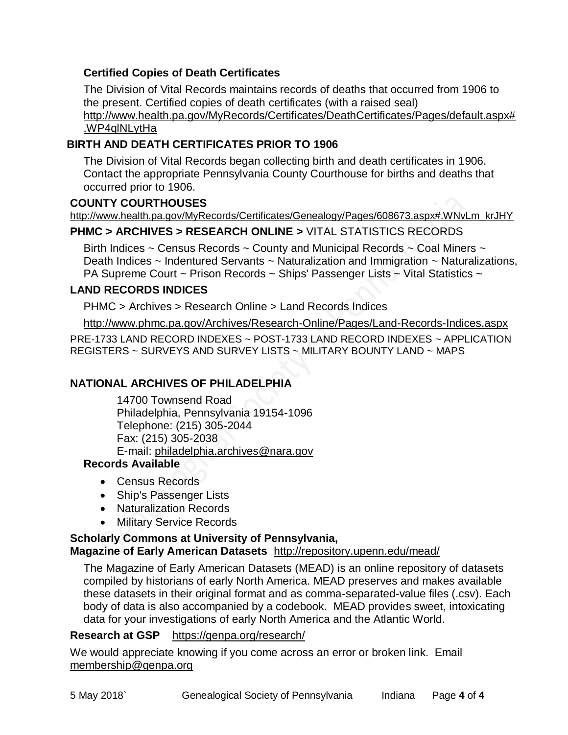### Certified Copies of Death Certificates

The Division of Vital Records maintains records of deaths that occurred from 1906 to the present. Certified copies of death certificates (with a raised seal) http://www.health.pa.gov/MyRecords/Certificates/DeathCertificates/Pages/default.aspx#.WP4qlNLytHa

## BIRTH AND DEATH CERTIFICATES PRIOR TO 1906

The Division of Vital Records began collecting birth and death certificates in 1906. Contact the appropriate Pennsylvania County Courthouse for births and deaths that occurred prior to 1906.

## COUNTY COURTHOUSES

http://www.health.pa.gov/MyRecords/Certificates/Genealogy/Pages/608673.aspx#.WNvLm_krJHY

## PHMC > ARCHIVES > RESEARCH ONLINE > VITAL STATISTICS RECORDS

Birth Indices ~ Census Records ~ County and Municipal Records ~ Coal Miners ~ Death Indices ~ Indentured Servants ~ Naturalization and Immigration ~ Naturalizations, PA Supreme Court ~ Prison Records ~ Ships' Passenger Lists ~ Vital Statistics ~

## LAND RECORDS INDICES

PHMC > Archives > Research Online > Land Records Indices

http://www.phmc.pa.gov/Archives/Research-Online/Pages/Land-Records-Indices.aspx

PRE-1733 LAND RECORD INDEXES ~ POST-1733 LAND RECORD INDEXES ~ APPLICATION REGISTERS ~ SURVEYS AND SURVEY LISTS ~ MILITARY BOUNTY LAND ~ MAPS

## NATIONAL ARCHIVES OF PHILADELPHIA

14700 Townsend Road
Philadelphia, Pennsylvania 19154-1096
Telephone: (215) 305-2044
Fax: (215) 305-2038
E-mail: philadelphia.archives@nara.gov

### Records Available

- Census Records
- Ship's Passenger Lists
- Naturalization Records
- Military Service Records

## Scholarly Commons at University of Pennsylvania, Magazine of Early American Datasets http://repository.upenn.edu/mead/

The Magazine of Early American Datasets (MEAD) is an online repository of datasets compiled by historians of early North America. MEAD preserves and makes available these datasets in their original format and as comma-separated-value files (.csv). Each body of data is also accompanied by a codebook. MEAD provides sweet, intoxicating data for your investigations of early North America and the Atlantic World.

## Research at GSP https://genpa.org/research/

We would appreciate knowing if you come across an error or broken link. Email membership@genpa.org